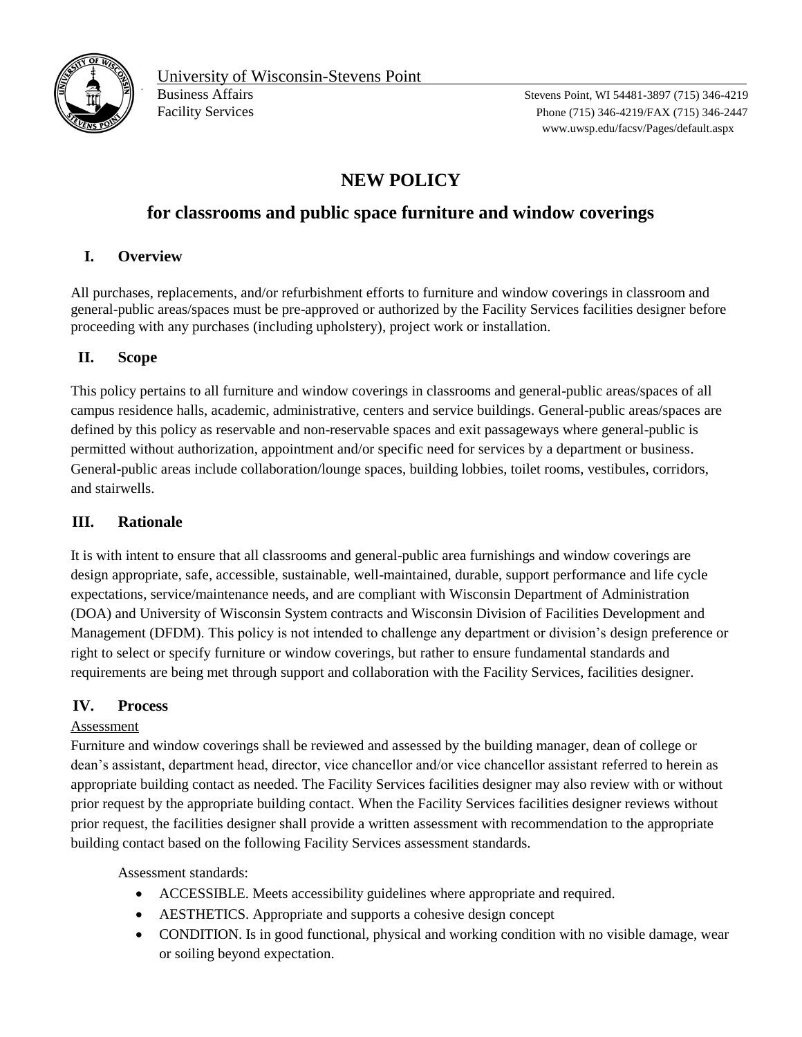University of Wisconsin-Stevens Point

Business Affairs
Facility Services

Stevens Point, WI 54481-3897 (715) 346-4219
Phone (715) 346-4219/FAX (715) 346-2447
www.uwsp.edu/facsv/Pages/default.aspx

# NEW POLICY

## for classrooms and public space furniture and window coverings

### I. Overview

All purchases, replacements, and/or refurbishment efforts to furniture and window coverings in classroom and general-public areas/spaces must be pre-approved or authorized by the Facility Services facilities designer before proceeding with any purchases (including upholstery), project work or installation.

### II. Scope

This policy pertains to all furniture and window coverings in classrooms and general-public areas/spaces of all campus residence halls, academic, administrative, centers and service buildings. General-public areas/spaces are defined by this policy as reservable and non-reservable spaces and exit passageways where general-public is permitted without authorization, appointment and/or specific need for services by a department or business. General-public areas include collaboration/lounge spaces, building lobbies, toilet rooms, vestibules, corridors, and stairwells.

### III. Rationale

It is with intent to ensure that all classrooms and general-public area furnishings and window coverings are design appropriate, safe, accessible, sustainable, well-maintained, durable, support performance and life cycle expectations, service/maintenance needs, and are compliant with Wisconsin Department of Administration (DOA) and University of Wisconsin System contracts and Wisconsin Division of Facilities Development and Management (DFDM). This policy is not intended to challenge any department or division's design preference or right to select or specify furniture or window coverings, but rather to ensure fundamental standards and requirements are being met through support and collaboration with the Facility Services, facilities designer.

### IV. Process

Assessment

Furniture and window coverings shall be reviewed and assessed by the building manager, dean of college or dean's assistant, department head, director, vice chancellor and/or vice chancellor assistant referred to herein as appropriate building contact as needed. The Facility Services facilities designer may also review with or without prior request by the appropriate building contact. When the Facility Services facilities designer reviews without prior request, the facilities designer shall provide a written assessment with recommendation to the appropriate building contact based on the following Facility Services assessment standards.

Assessment standards:

- ACCESSIBLE. Meets accessibility guidelines where appropriate and required.
- AESTHETICS. Appropriate and supports a cohesive design concept
- CONDITION. Is in good functional, physical and working condition with no visible damage, wear or soiling beyond expectation.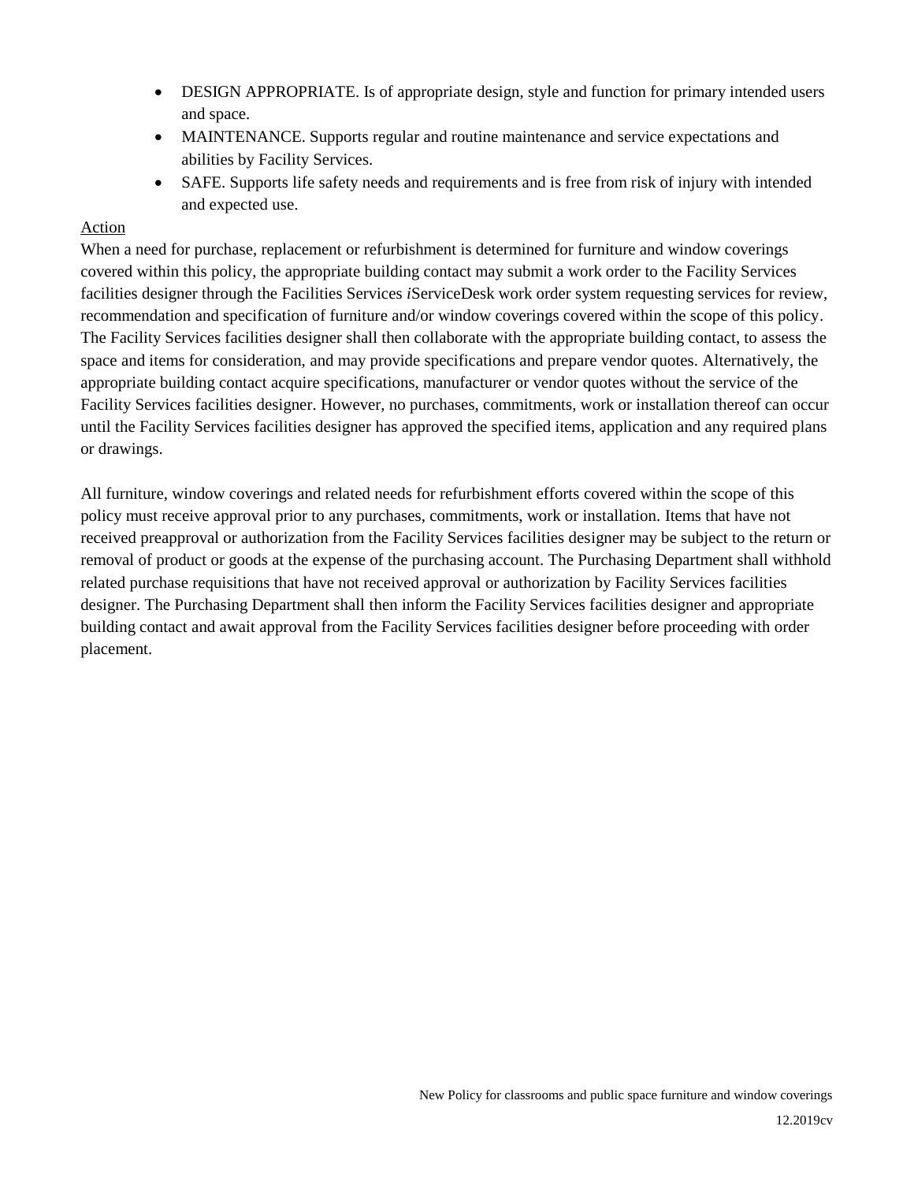- DESIGN APPROPRIATE. Is of appropriate design, style and function for primary intended users and space.
- MAINTENANCE. Supports regular and routine maintenance and service expectations and abilities by Facility Services.
- SAFE. Supports life safety needs and requirements and is free from risk of injury with intended and expected use.

Action

When a need for purchase, replacement or refurbishment is determined for furniture and window coverings covered within this policy, the appropriate building contact may submit a work order to the Facility Services facilities designer through the Facilities Services *i*ServiceDesk work order system requesting services for review, recommendation and specification of furniture and/or window coverings covered within the scope of this policy. The Facility Services facilities designer shall then collaborate with the appropriate building contact, to assess the space and items for consideration, and may provide specifications and prepare vendor quotes. Alternatively, the appropriate building contact acquire specifications, manufacturer or vendor quotes without the service of the Facility Services facilities designer. However, no purchases, commitments, work or installation thereof can occur until the Facility Services facilities designer has approved the specified items, application and any required plans or drawings.

All furniture, window coverings and related needs for refurbishment efforts covered within the scope of this policy must receive approval prior to any purchases, commitments, work or installation. Items that have not received preapproval or authorization from the Facility Services facilities designer may be subject to the return or removal of product or goods at the expense of the purchasing account. The Purchasing Department shall withhold related purchase requisitions that have not received approval or authorization by Facility Services facilities designer. The Purchasing Department shall then inform the Facility Services facilities designer and appropriate building contact and await approval from the Facility Services facilities designer before proceeding with order placement.